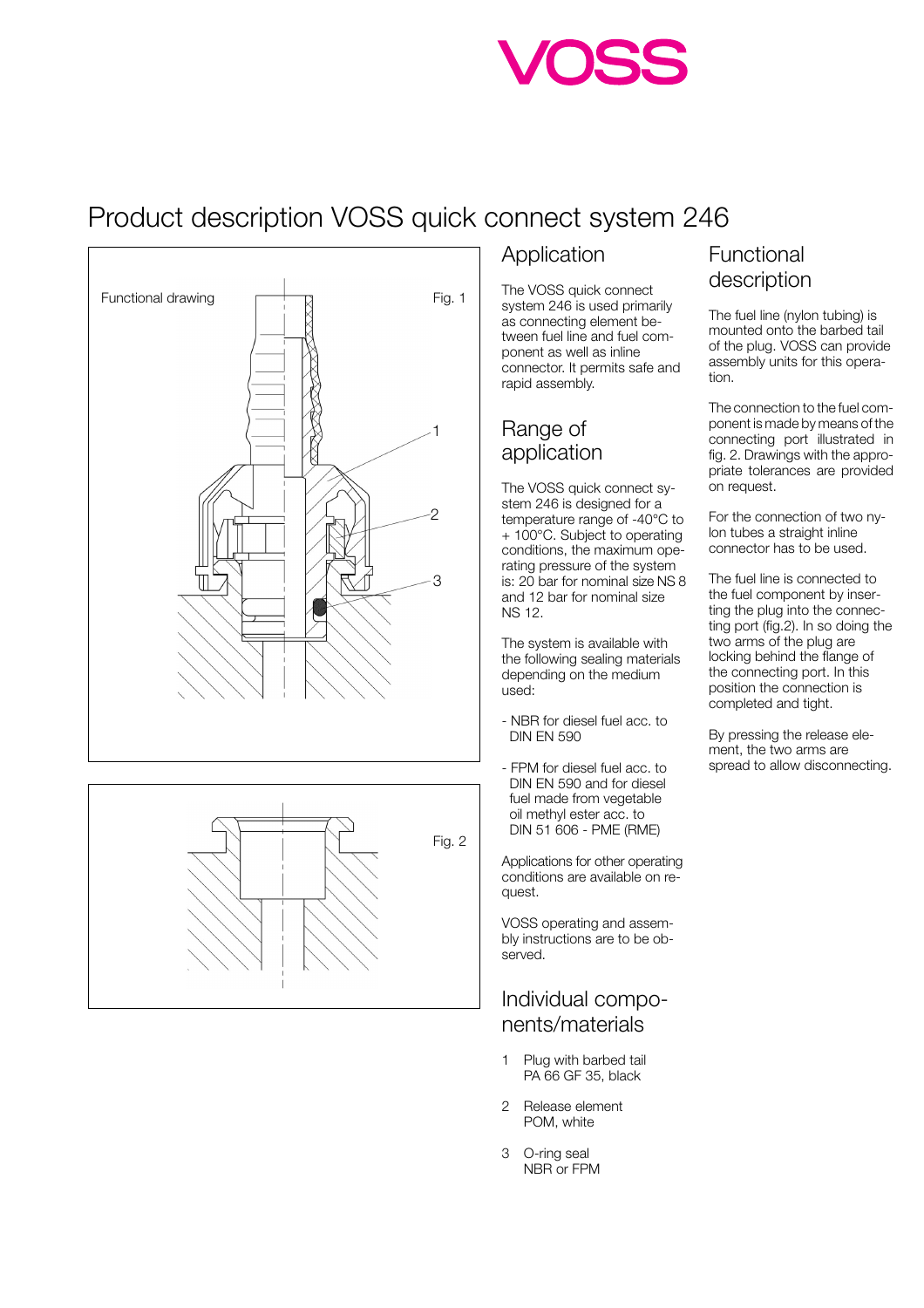# Product description VOSS quick connect system 246

Functional drawing

Fig. 1

Fig. 2

## Application

The VOSS quick connect system 246 is used primarily as connecting element between fuel line and fuel component as well as inline connector. It permits safe and rapid assembly.

## Range of application

The VOSS quick connect system 246 is designed for a temperature range of -40°C to + 100°C. Subject to operating conditions, the maximum operating pressure of the system is: 20 bar for nominal size NS 8 and 12 bar for nominal size NS 12.

The system is available with the following sealing materials depending on the medium used:

- NBR for diesel fuel acc. to DIN EN 590
- FPM for diesel fuel acc. to DIN EN 590 and for diesel fuel made from vegetable oil methyl ester acc. to DIN 51 606 - PME (RME)

Applications for other operating conditions are available on request.

VOSS operating and assembly instructions are to be observed.

## Individual components/materials

1. Plug with barbed tail
   PA 66 GF 35, black
2. Release element
   POM, white
3. O-ring seal
   NBR or FPM

## Functional description

The fuel line (nylon tubing) is mounted onto the barbed tail of the plug. VOSS can provide assembly units for this operation.

The connection to the fuel component is made by means of the connecting port illustrated in fig. 2. Drawings with the appropriate tolerances are provided on request.

For the connection of two nylon tubes a straight inline connector has to be used.

The fuel line is connected to the fuel component by inserting the plug into the connecting port (fig.2). In so doing the two arms of the plug are locking behind the flange of the connecting port. In this position the connection is completed and tight.

By pressing the release element, the two arms are spread to allow disconnecting.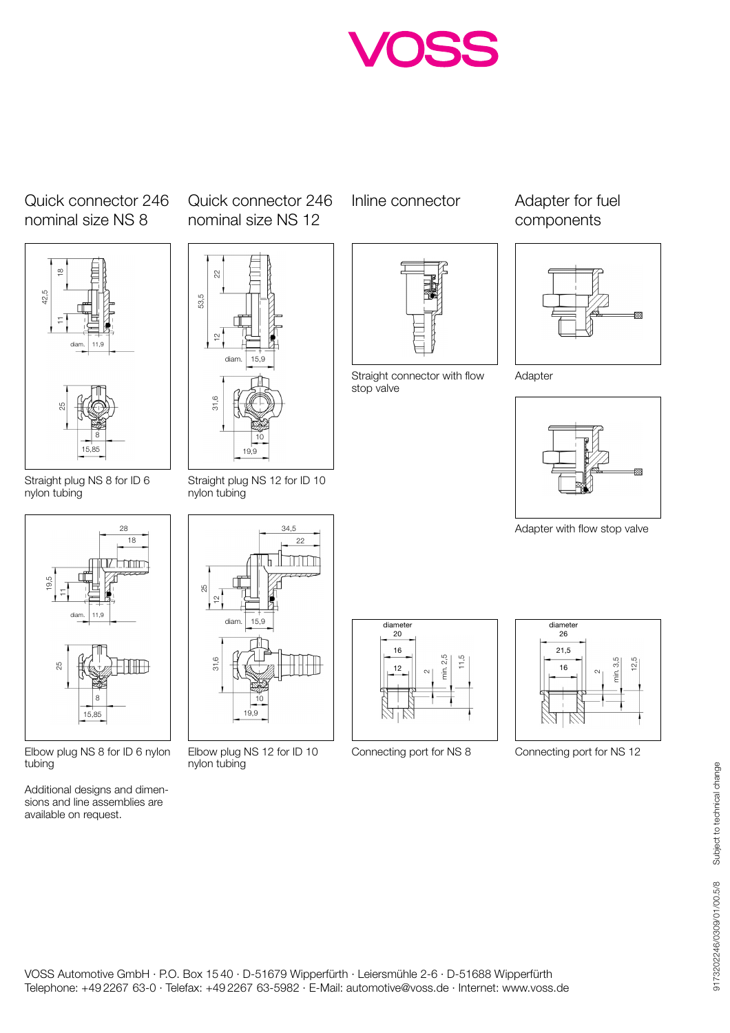VOSS

## Quick connector 246 nominal size NS 8

42,5
18
11
diam. 11,9
25
8
15,85

Straight plug NS 8 for ID 6 nylon tubing

28
18
19,5
11
diam. 11,9
25
8
15,85

Elbow plug NS 8 for ID 6 nylon tubing

Additional designs and dimensions and line assemblies are available on request.

## Quick connector 246 nominal size NS 12

53,5
22
12
diam. 15,9
31,6
10
19,9

Straight plug NS 12 for ID 10 nylon tubing

34,5
22
25
12
diam. 15,9
31,6
10
19,9

Elbow plug NS 12 for ID 10 nylon tubing

## Inline connector

Straight connector with flow stop valve

diameter
20
16
12
2
min. 2,5
11,5

Connecting port for NS 8

## Adapter for fuel components

Adapter

Adapter with flow stop valve

diameter
26
21,5
16
2
min. 3,5
12,5

Connecting port for NS 12

Subject to technical change

9173202246/0309/01/00.5/8

VOSS Automotive GmbH · P.O. Box 15 40 · D-51679 Wipperfürth · Leiersmühle 2-6 · D-51688 Wipperfürth
Telephone: +49 2267 63-0 · Telefax: +49 2267 63-5982 · E-Mail: automotive@voss.de · Internet: www.voss.de